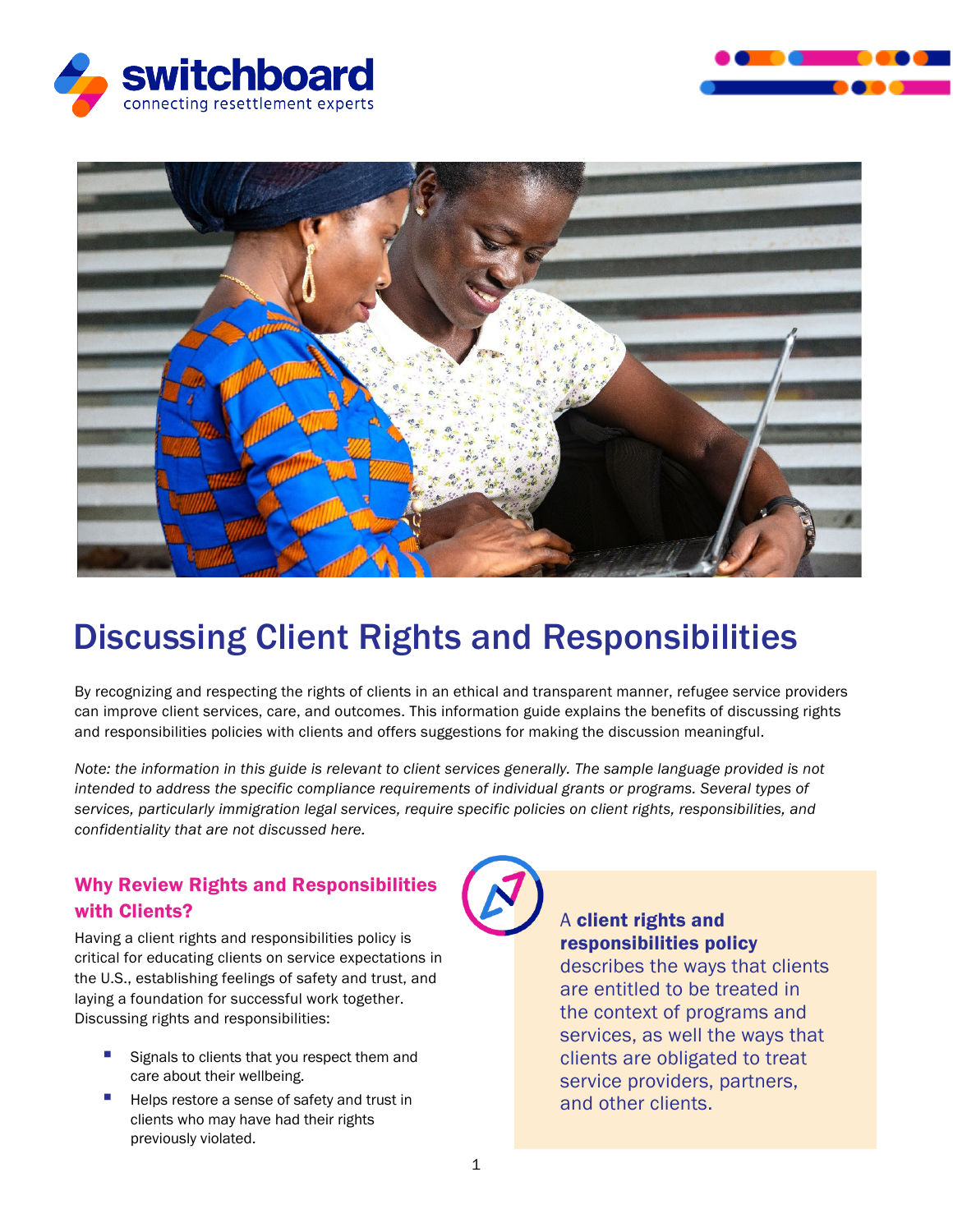switchboard
connecting resettlement experts

# Discussing Client Rights and Responsibilities

By recognizing and respecting the rights of clients in an ethical and transparent manner, refugee service providers can improve client services, care, and outcomes. This information guide explains the benefits of discussing rights and responsibilities policies with clients and offers suggestions for making the discussion meaningful.

*Note: the information in this guide is relevant to client services generally. The sample language provided is not intended to address the specific compliance requirements of individual grants or programs. Several types of services, particularly immigration legal services, require specific policies on client rights, responsibilities, and confidentiality that are not discussed here.*

## Why Review Rights and Responsibilities with Clients?

Having a client rights and responsibilities policy is critical for educating clients on service expectations in the U.S., establishing feelings of safety and trust, and laying a foundation for successful work together. Discussing rights and responsibilities:

- Signals to clients that you respect them and care about their wellbeing.
- Helps restore a sense of safety and trust in clients who may have had their rights previously violated.

A **client rights and responsibilities policy** describes the ways that clients are entitled to be treated in the context of programs and services, as well the ways that clients are obligated to treat service providers, partners, and other clients.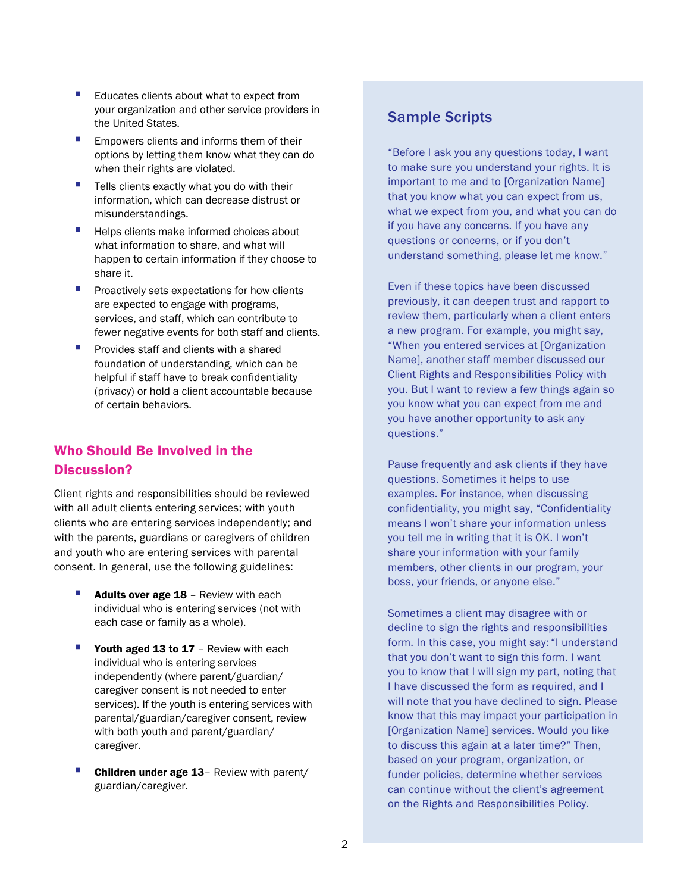- Educates clients about what to expect from your organization and other service providers in the United States.
- Empowers clients and informs them of their options by letting them know what they can do when their rights are violated.
- Tells clients exactly what you do with their information, which can decrease distrust or misunderstandings.
- Helps clients make informed choices about what information to share, and what will happen to certain information if they choose to share it.
- Proactively sets expectations for how clients are expected to engage with programs, services, and staff, which can contribute to fewer negative events for both staff and clients.
- Provides staff and clients with a shared foundation of understanding, which can be helpful if staff have to break confidentiality (privacy) or hold a client accountable because of certain behaviors.

## Who Should Be Involved in the Discussion?

Client rights and responsibilities should be reviewed with all adult clients entering services; with youth clients who are entering services independently; and with the parents, guardians or caregivers of children and youth who are entering services with parental consent. In general, use the following guidelines:

- **Adults over age 18** – Review with each individual who is entering services (not with each case or family as a whole).
- **Youth aged 13 to 17** – Review with each individual who is entering services independently (where parent/guardian/caregiver consent is not needed to enter services). If the youth is entering services with parental/guardian/caregiver consent, review with both youth and parent/guardian/caregiver.
- **Children under age 13**– Review with parent/guardian/caregiver.

## Sample Scripts

"Before I ask you any questions today, I want to make sure you understand your rights. It is important to me and to [Organization Name] that you know what you can expect from us, what we expect from you, and what you can do if you have any concerns. If you have any questions or concerns, or if you don't understand something, please let me know."

Even if these topics have been discussed previously, it can deepen trust and rapport to review them, particularly when a client enters a new program. For example, you might say, "When you entered services at [Organization Name], another staff member discussed our Client Rights and Responsibilities Policy with you. But I want to review a few things again so you know what you can expect from me and you have another opportunity to ask any questions."

Pause frequently and ask clients if they have questions. Sometimes it helps to use examples. For instance, when discussing confidentiality, you might say, "Confidentiality means I won't share your information unless you tell me in writing that it is OK. I won't share your information with your family members, other clients in our program, your boss, your friends, or anyone else."

Sometimes a client may disagree with or decline to sign the rights and responsibilities form. In this case, you might say: "I understand that you don't want to sign this form. I want you to know that I will sign my part, noting that I have discussed the form as required, and I will note that you have declined to sign. Please know that this may impact your participation in [Organization Name] services. Would you like to discuss this again at a later time?" Then, based on your program, organization, or funder policies, determine whether services can continue without the client's agreement on the Rights and Responsibilities Policy.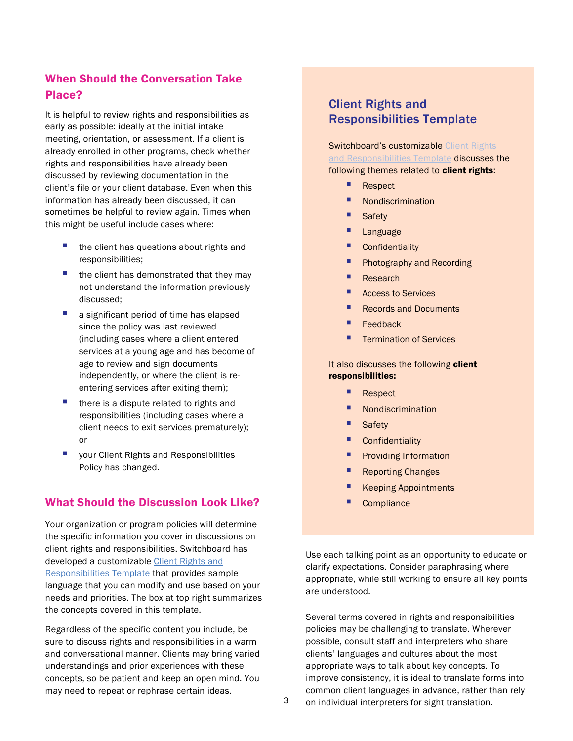## When Should the Conversation Take Place?

It is helpful to review rights and responsibilities as early as possible: ideally at the initial intake meeting, orientation, or assessment. If a client is already enrolled in other programs, check whether rights and responsibilities have already been discussed by reviewing documentation in the client's file or your client database. Even when this information has already been discussed, it can sometimes be helpful to review again. Times when this might be useful include cases where:

- the client has questions about rights and responsibilities;
- the client has demonstrated that they may not understand the information previously discussed;
- a significant period of time has elapsed since the policy was last reviewed (including cases where a client entered services at a young age and has become of age to review and sign documents independently, or where the client is re-entering services after exiting them);
- there is a dispute related to rights and responsibilities (including cases where a client needs to exit services prematurely); or
- your Client Rights and Responsibilities Policy has changed.

## What Should the Discussion Look Like?

Your organization or program policies will determine the specific information you cover in discussions on client rights and responsibilities. Switchboard has developed a customizable Client Rights and Responsibilities Template that provides sample language that you can modify and use based on your needs and priorities. The box at top right summarizes the concepts covered in this template.

Regardless of the specific content you include, be sure to discuss rights and responsibilities in a warm and conversational manner. Clients may bring varied understandings and prior experiences with these concepts, so be patient and keep an open mind. You may need to repeat or rephrase certain ideas.

### Client Rights and Responsibilities Template

Switchboard's customizable Client Rights and Responsibilities Template discusses the following themes related to **client rights**:

- Respect
- Nondiscrimination
- Safety
- Language
- Confidentiality
- Photography and Recording
- Research
- Access to Services
- Records and Documents
- Feedback
- Termination of Services

It also discusses the following **client responsibilities:**

- Respect
- Nondiscrimination
- Safety
- Confidentiality
- Providing Information
- Reporting Changes
- Keeping Appointments
- Compliance

Use each talking point as an opportunity to educate or clarify expectations. Consider paraphrasing where appropriate, while still working to ensure all key points are understood.

Several terms covered in rights and responsibilities policies may be challenging to translate. Wherever possible, consult staff and interpreters who share clients' languages and cultures about the most appropriate ways to talk about key concepts. To improve consistency, it is ideal to translate forms into common client languages in advance, rather than rely on individual interpreters for sight translation.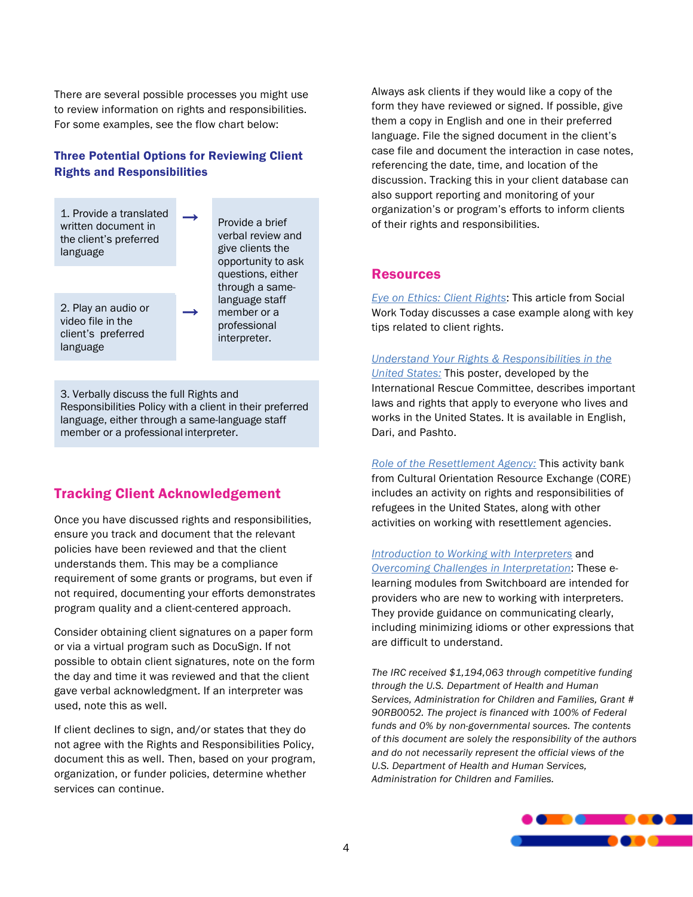There are several possible processes you might use to review information on rights and responsibilities. For some examples, see the flow chart below:

### Three Potential Options for Reviewing Client Rights and Responsibilities

1. Provide a translated written document in the client's preferred language → Provide a brief verbal review and give clients the opportunity to ask questions, either through a same-language staff member or a professional interpreter.

2. Play an audio or video file in the client's preferred language → Provide a brief verbal review and give clients the opportunity to ask questions, either through a same-language staff member or a professional interpreter.

3. Verbally discuss the full Rights and Responsibilities Policy with a client in their preferred language, either through a same-language staff member or a professional interpreter.

## Tracking Client Acknowledgement

Once you have discussed rights and responsibilities, ensure you track and document that the relevant policies have been reviewed and that the client understands them. This may be a compliance requirement of some grants or programs, but even if not required, documenting your efforts demonstrates program quality and a client-centered approach.

Consider obtaining client signatures on a paper form or via a virtual program such as DocuSign. If not possible to obtain client signatures, note on the form the day and time it was reviewed and that the client gave verbal acknowledgment. If an interpreter was used, note this as well.

If client declines to sign, and/or states that they do not agree with the Rights and Responsibilities Policy, document this as well. Then, based on your program, organization, or funder policies, determine whether services can continue.

Always ask clients if they would like a copy of the form they have reviewed or signed. If possible, give them a copy in English and one in their preferred language. File the signed document in the client's case file and document the interaction in case notes, referencing the date, time, and location of the discussion. Tracking this in your client database can also support reporting and monitoring of your organization's or program's efforts to inform clients of their rights and responsibilities.

## Resources

*Eye on Ethics: Client Rights*: This article from Social Work Today discusses a case example along with key tips related to client rights.

*Understand Your Rights & Responsibilities in the United States:* This poster, developed by the International Rescue Committee, describes important laws and rights that apply to everyone who lives and works in the United States. It is available in English, Dari, and Pashto.

*Role of the Resettlement Agency:* This activity bank from Cultural Orientation Resource Exchange (CORE) includes an activity on rights and responsibilities of refugees in the United States, along with other activities on working with resettlement agencies.

*Introduction to Working with Interpreters* and *Overcoming Challenges in Interpretation*: These e-learning modules from Switchboard are intended for providers who are new to working with interpreters. They provide guidance on communicating clearly, including minimizing idioms or other expressions that are difficult to understand.

*The IRC received $1,194,063 through competitive funding through the U.S. Department of Health and Human Services, Administration for Children and Families, Grant # 90RB0052. The project is financed with 100% of Federal funds and 0% by non-governmental sources. The contents of this document are solely the responsibility of the authors and do not necessarily represent the official views of the U.S. Department of Health and Human Services, Administration for Children and Families.*